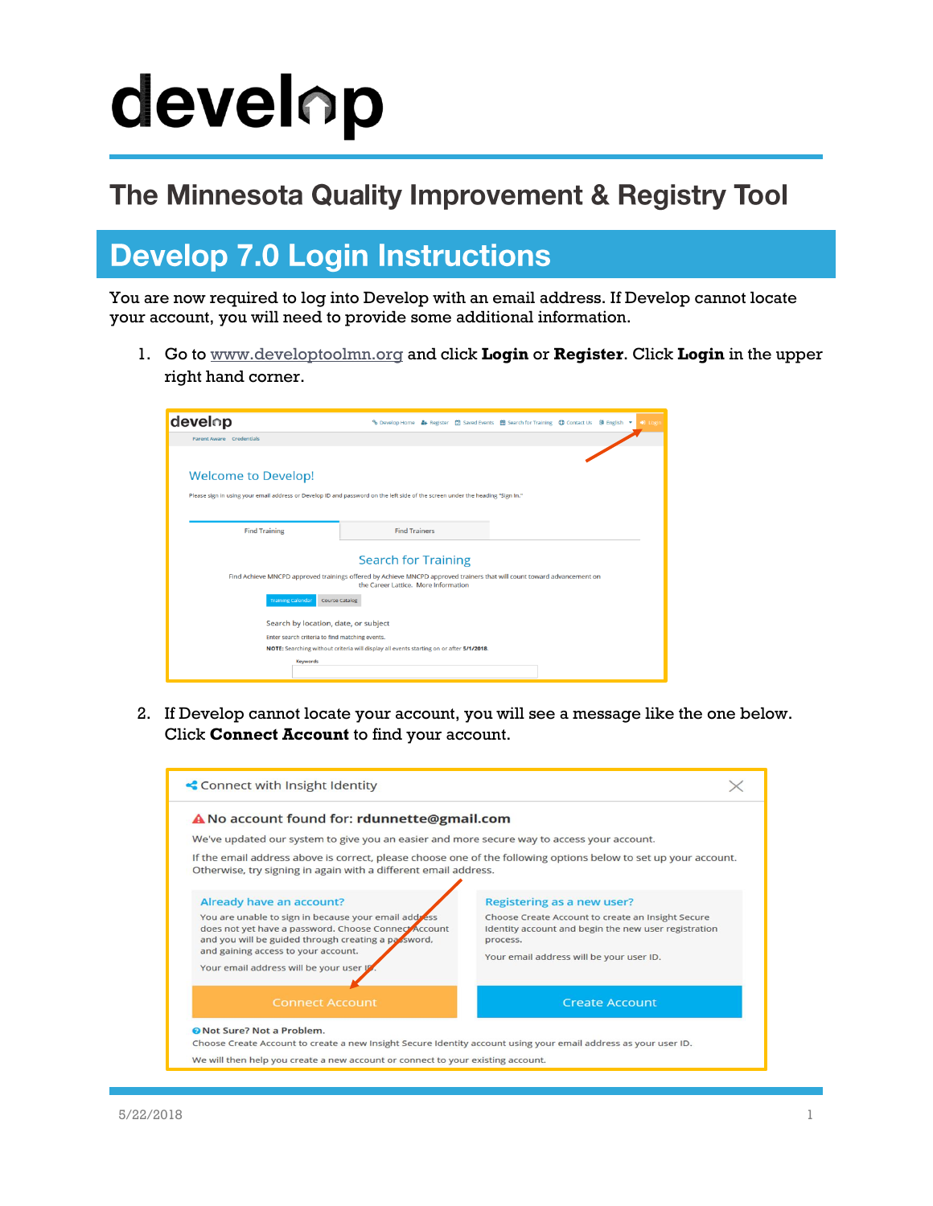# develop

## The Minnesota Quality Improvement & Registry Tool

## Develop 7.0 Login Instructions

You are now required to log into Develop with an email address. If Develop cannot locate your account, you will need to provide some additional information.

1. Go to [www.developtoolmn.org](www.developtoolmn.org) and click **Login** or **Register**. Click **Login** in the upper right hand corner.

2. If Develop cannot locate your account, you will see a message like the one below. Click **Connect Account** to find your account.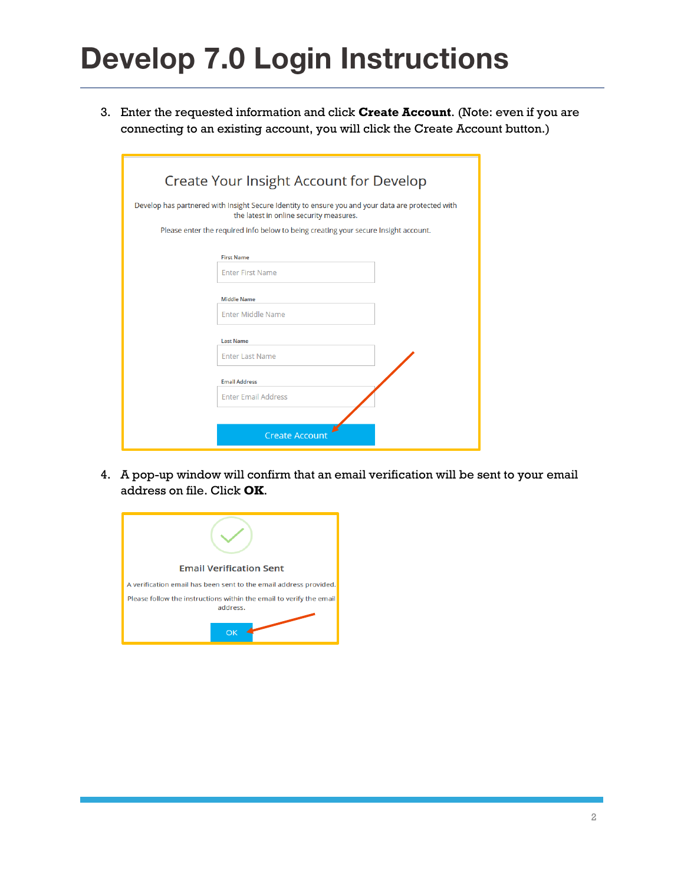# Develop 7.0 Login Instructions

3. Enter the requested information and click **Create Account**. (Note: even if you are connecting to an existing account, you will click the Create Account button.)

   Create Your Insight Account for Develop

   Develop has partnered with Insight Secure Identity to ensure you and your data are protected with the latest in online security measures.

   Please enter the required info below to being creating your secure Insight account.

   First Name: Enter First Name

   Middle Name: Enter Middle Name

   Last Name: Enter Last Name

   Email Address: Enter Email Address

   Create Account

4. A pop-up window will confirm that an email verification will be sent to your email address on file. Click **OK**.

   Email Verification Sent

   A verification email has been sent to the email address provided.

   Please follow the instructions within the email to verify the email address.

   OK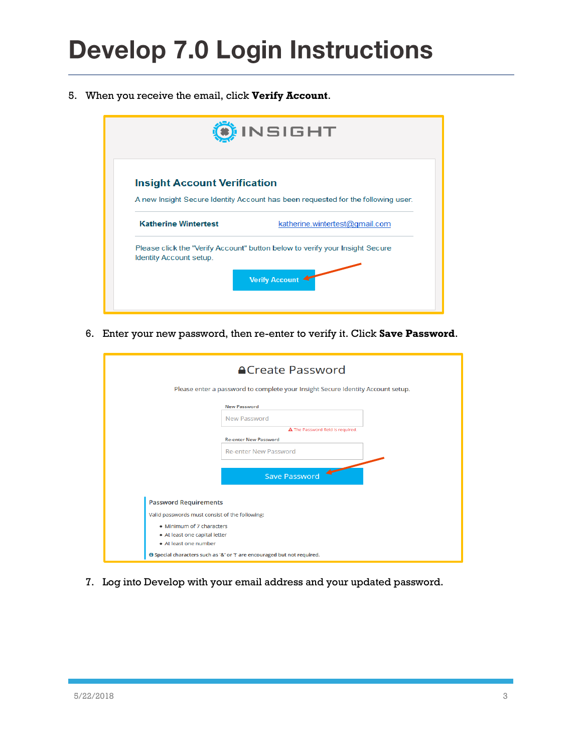# Develop 7.0 Login Instructions

5. When you receive the email, click **Verify Account**.

**INSIGHT**

**Insight Account Verification**

A new Insight Secure Identity Account has been requested for the following user.

**Katherine Wintertest** katherine.wintertest@gmail.com

Please click the "Verify Account" button below to verify your Insight Secure Identity Account setup.

Verify Account

6. Enter your new password, then re-enter to verify it. Click **Save Password**.

**Create Password**

Please enter a password to complete your Insight Secure Identity Account setup.

New Password

New Password

The Password field is required

Re-enter New Password

Re-enter New Password

Save Password

Password Requirements

Valid passwords must consist of the following:

- Minimum of 7 characters
- At least one capital letter
- At least one number

Special characters such as '&' or '!' are encouraged but not required.

7. Log into Develop with your email address and your updated password.

5/22/2018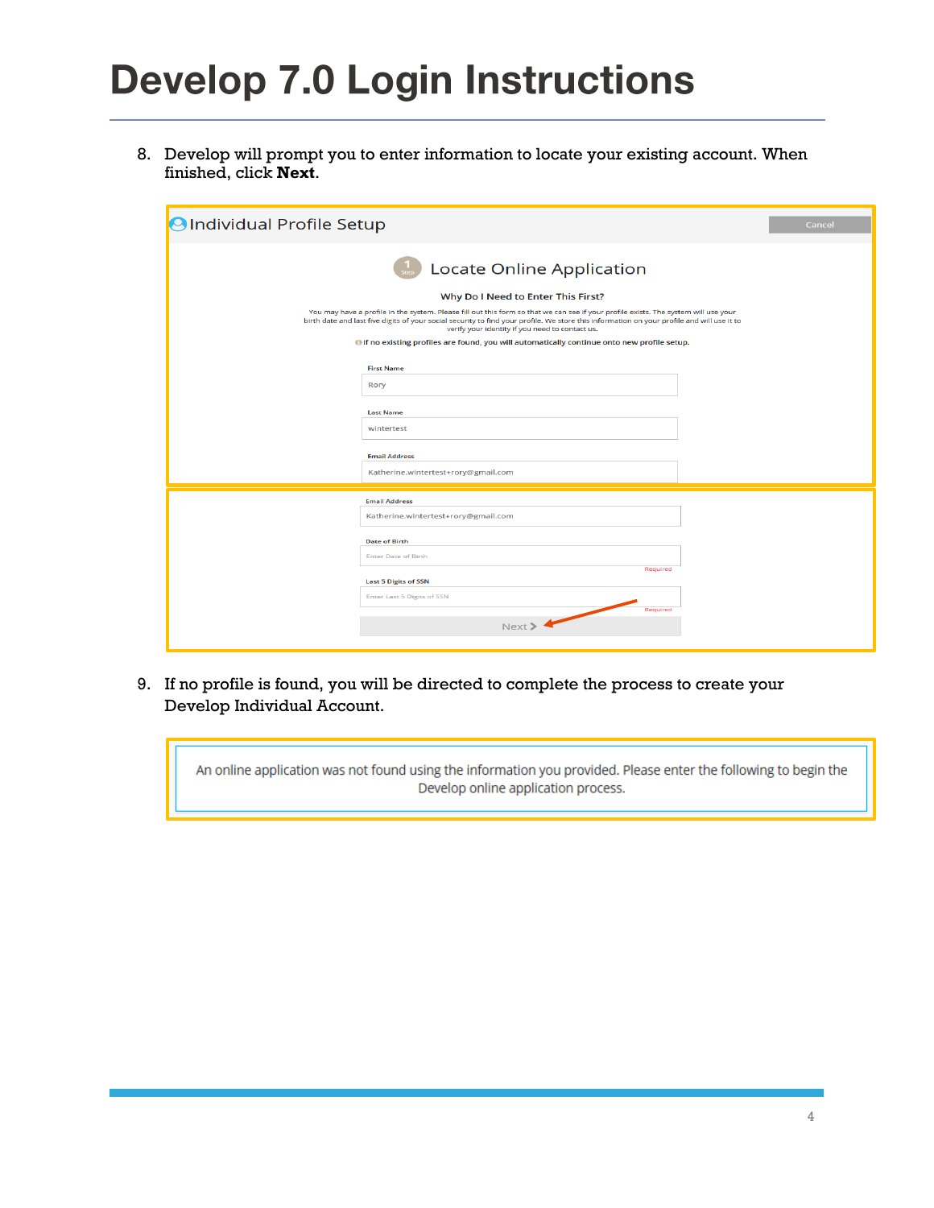# Develop 7.0 Login Instructions

8. Develop will prompt you to enter information to locate your existing account. When finished, click **Next**.

Individual Profile Setup

Cancel

Locate Online Application

Why Do I Need to Enter This First?

You may have a profile in the system. Please fill out this form so that we can see if your profile exists. The system will use your birth date and last five digits of your social security to find your profile. We store this information on your profile and will use it to verify your identity if you need to contact us.

If no existing profiles are found, you will automatically continue onto new profile setup.

First Name: Rory

Last Name: wintertest

Email Address: Katherine.wintertest+rory@gmail.com

Email Address: Katherine.wintertest+rory@gmail.com

Date of Birth: Enter Date of Birth (Required)

Last 5 Digits of SSN: Enter Last 5 Digits of SSN (Required)

Next >

9. If no profile is found, you will be directed to complete the process to create your Develop Individual Account.

An online application was not found using the information you provided. Please enter the following to begin the Develop online application process.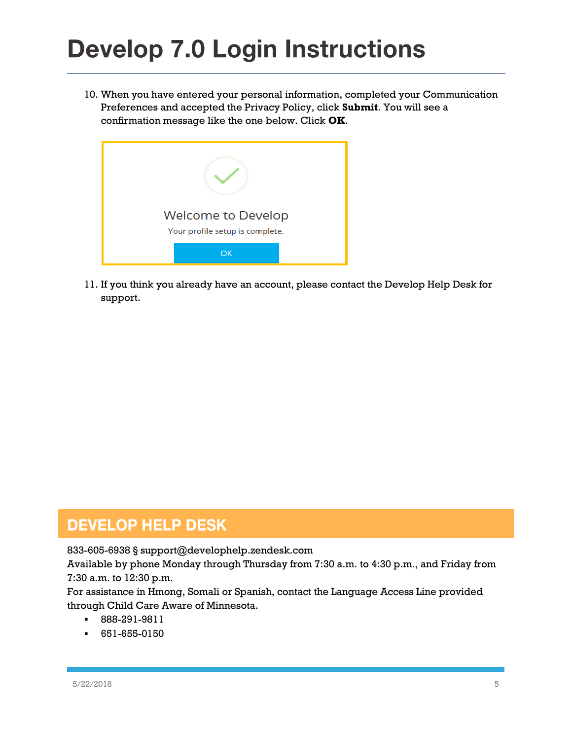# Develop 7.0 Login Instructions

10. When you have entered your personal information, completed your Communication Preferences and accepted the Privacy Policy, click **Submit**. You will see a confirmation message like the one below. Click **OK**.

Welcome to Develop

Your profile setup is complete.

OK

11. If you think you already have an account, please contact the Develop Help Desk for support.

## DEVELOP HELP DESK

833-605-6938 § support@develophelp.zendesk.com

Available by phone Monday through Thursday from 7:30 a.m. to 4:30 p.m., and Friday from 7:30 a.m. to 12:30 p.m.

For assistance in Hmong, Somali or Spanish, contact the Language Access Line provided through Child Care Aware of Minnesota.

- 888-291-9811
- 651-655-0150

5/22/2018